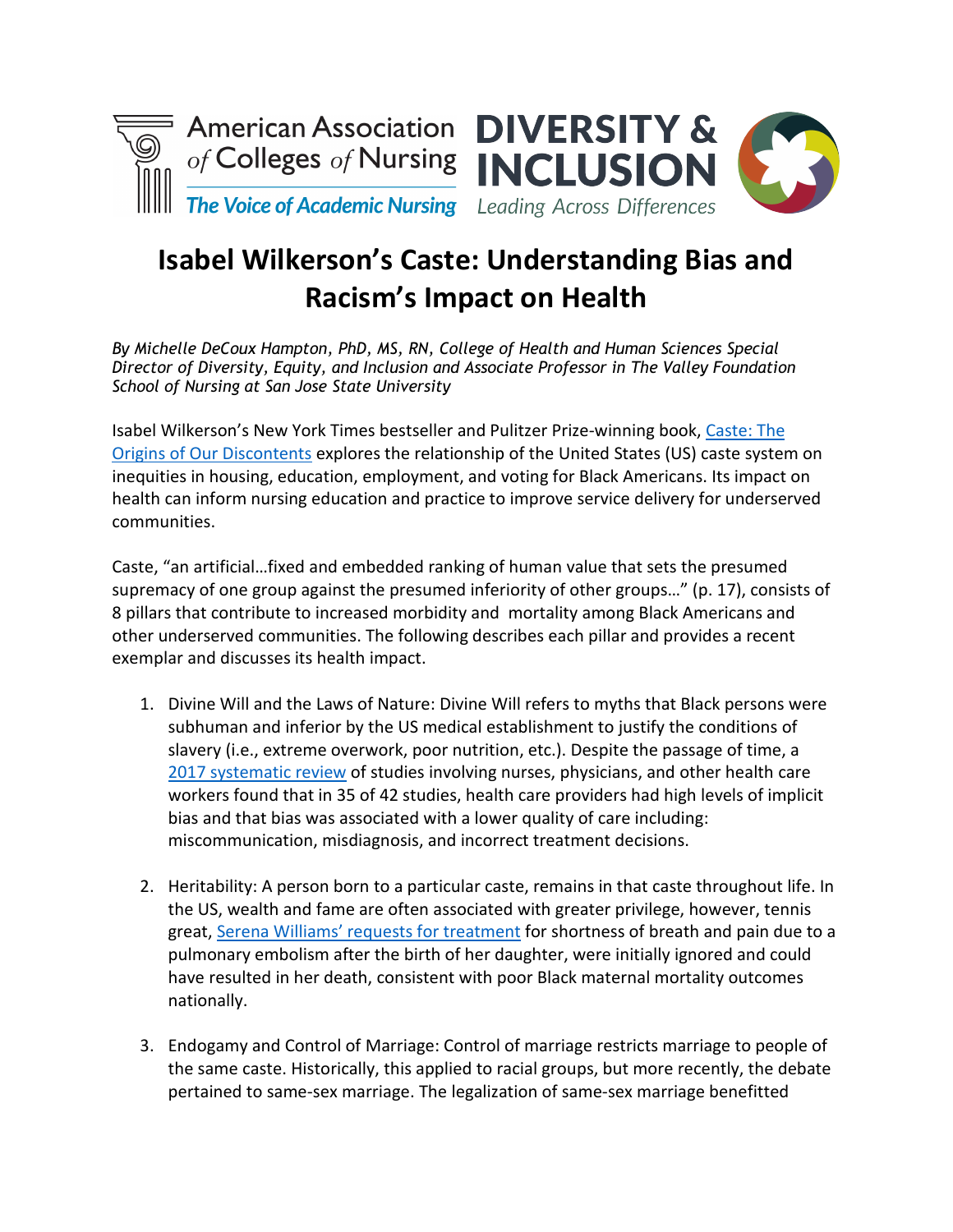# Isabel Wilkerson's Caste: Understanding Bias and Racism's Impact on Health

*By Michelle DeCoux Hampton, PhD, MS, RN, College of Health and Human Sciences Special Director of Diversity, Equity, and Inclusion and Associate Professor in The Valley Foundation School of Nursing at San Jose State University*

Isabel Wilkerson's New York Times bestseller and Pulitzer Prize-winning book, Caste: The Origins of Our Discontents explores the relationship of the United States (US) caste system on inequities in housing, education, employment, and voting for Black Americans. Its impact on health can inform nursing education and practice to improve service delivery for underserved communities.

Caste, "an artificial…fixed and embedded ranking of human value that sets the presumed supremacy of one group against the presumed inferiority of other groups…" (p. 17), consists of 8 pillars that contribute to increased morbidity and mortality among Black Americans and other underserved communities. The following describes each pillar and provides a recent exemplar and discusses its health impact.

1. Divine Will and the Laws of Nature: Divine Will refers to myths that Black persons were subhuman and inferior by the US medical establishment to justify the conditions of slavery (i.e., extreme overwork, poor nutrition, etc.). Despite the passage of time, a 2017 systematic review of studies involving nurses, physicians, and other health care workers found that in 35 of 42 studies, health care providers had high levels of implicit bias and that bias was associated with a lower quality of care including: miscommunication, misdiagnosis, and incorrect treatment decisions.

2. Heritability: A person born to a particular caste, remains in that caste throughout life. In the US, wealth and fame are often associated with greater privilege, however, tennis great, Serena Williams' requests for treatment for shortness of breath and pain due to a pulmonary embolism after the birth of her daughter, were initially ignored and could have resulted in her death, consistent with poor Black maternal mortality outcomes nationally.

3. Endogamy and Control of Marriage: Control of marriage restricts marriage to people of the same caste. Historically, this applied to racial groups, but more recently, the debate pertained to same-sex marriage. The legalization of same-sex marriage benefitted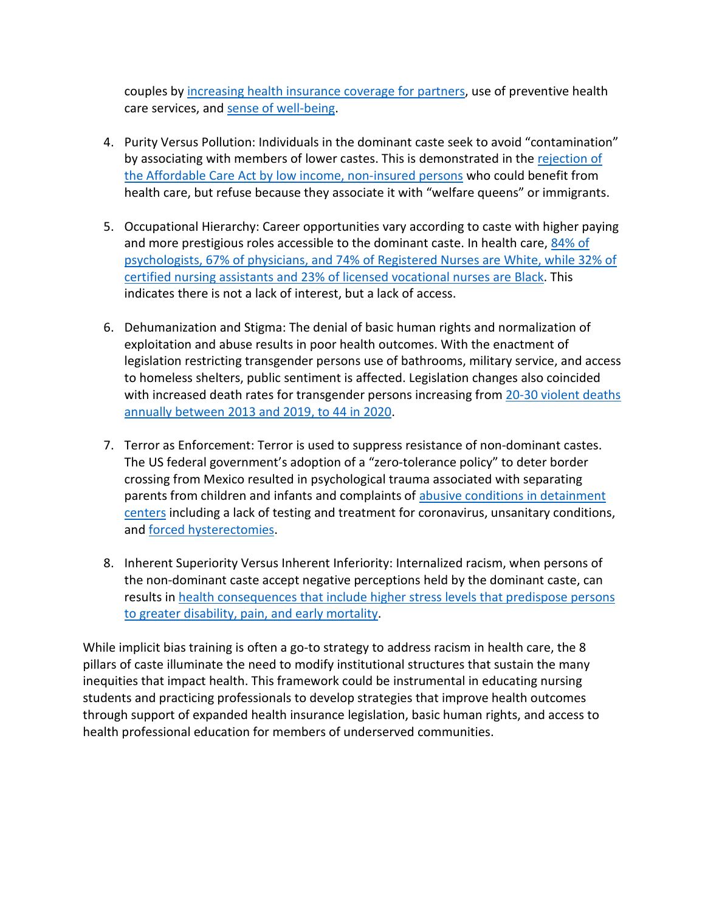couples by [increasing health insurance coverage for partners], use of preventive health care services, and [sense of well-being].

4. Purity Versus Pollution: Individuals in the dominant caste seek to avoid "contamination" by associating with members of lower castes. This is demonstrated in the [rejection of the Affordable Care Act by low income, non-insured persons] who could benefit from health care, but refuse because they associate it with "welfare queens" or immigrants.

5. Occupational Hierarchy: Career opportunities vary according to caste with higher paying and more prestigious roles accessible to the dominant caste. In health care, [84% of psychologists, 67% of physicians, and 74% of Registered Nurses are White, while 32% of certified nursing assistants and 23% of licensed vocational nurses are Black]. This indicates there is not a lack of interest, but a lack of access.

6. Dehumanization and Stigma: The denial of basic human rights and normalization of exploitation and abuse results in poor health outcomes. With the enactment of legislation restricting transgender persons use of bathrooms, military service, and access to homeless shelters, public sentiment is affected. Legislation changes also coincided with increased death rates for transgender persons increasing from [20-30 violent deaths annually between 2013 and 2019, to 44 in 2020].

7. Terror as Enforcement: Terror is used to suppress resistance of non-dominant castes. The US federal government's adoption of a "zero-tolerance policy" to deter border crossing from Mexico resulted in psychological trauma associated with separating parents from children and infants and complaints of [abusive conditions in detainment centers] including a lack of testing and treatment for coronavirus, unsanitary conditions, and [forced hysterectomies].

8. Inherent Superiority Versus Inherent Inferiority: Internalized racism, when persons of the non-dominant caste accept negative perceptions held by the dominant caste, can results in [health consequences that include higher stress levels that predispose persons to greater disability, pain, and early mortality].

While implicit bias training is often a go-to strategy to address racism in health care, the 8 pillars of caste illuminate the need to modify institutional structures that sustain the many inequities that impact health. This framework could be instrumental in educating nursing students and practicing professionals to develop strategies that improve health outcomes through support of expanded health insurance legislation, basic human rights, and access to health professional education for members of underserved communities.